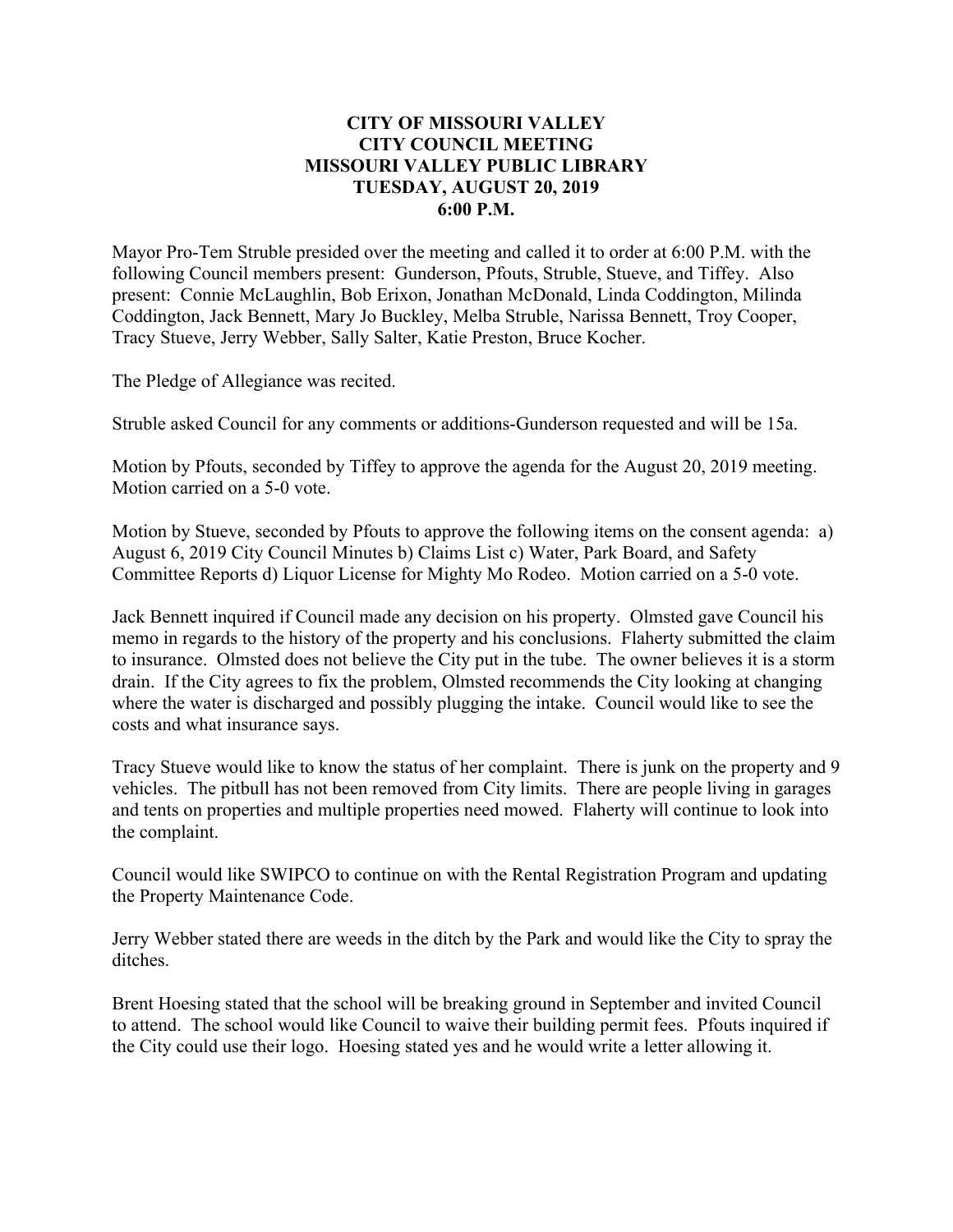# CITY OF MISSOURI VALLEY
# CITY COUNCIL MEETING
# MISSOURI VALLEY PUBLIC LIBRARY
# TUESDAY, AUGUST 20, 2019
# 6:00 P.M.

Mayor Pro-Tem Struble presided over the meeting and called it to order at 6:00 P.M. with the following Council members present: Gunderson, Pfouts, Struble, Stueve, and Tiffey. Also present: Connie McLaughlin, Bob Erixon, Jonathan McDonald, Linda Coddington, Milinda Coddington, Jack Bennett, Mary Jo Buckley, Melba Struble, Narissa Bennett, Troy Cooper, Tracy Stueve, Jerry Webber, Sally Salter, Katie Preston, Bruce Kocher.

The Pledge of Allegiance was recited.

Struble asked Council for any comments or additions-Gunderson requested and will be 15a.

Motion by Pfouts, seconded by Tiffey to approve the agenda for the August 20, 2019 meeting. Motion carried on a 5-0 vote.

Motion by Stueve, seconded by Pfouts to approve the following items on the consent agenda: a) August 6, 2019 City Council Minutes b) Claims List c) Water, Park Board, and Safety Committee Reports d) Liquor License for Mighty Mo Rodeo. Motion carried on a 5-0 vote.

Jack Bennett inquired if Council made any decision on his property. Olmsted gave Council his memo in regards to the history of the property and his conclusions. Flaherty submitted the claim to insurance. Olmsted does not believe the City put in the tube. The owner believes it is a storm drain. If the City agrees to fix the problem, Olmsted recommends the City looking at changing where the water is discharged and possibly plugging the intake. Council would like to see the costs and what insurance says.

Tracy Stueve would like to know the status of her complaint. There is junk on the property and 9 vehicles. The pitbull has not been removed from City limits. There are people living in garages and tents on properties and multiple properties need mowed. Flaherty will continue to look into the complaint.

Council would like SWIPCO to continue on with the Rental Registration Program and updating the Property Maintenance Code.

Jerry Webber stated there are weeds in the ditch by the Park and would like the City to spray the ditches.

Brent Hoesing stated that the school will be breaking ground in September and invited Council to attend. The school would like Council to waive their building permit fees. Pfouts inquired if the City could use their logo. Hoesing stated yes and he would write a letter allowing it.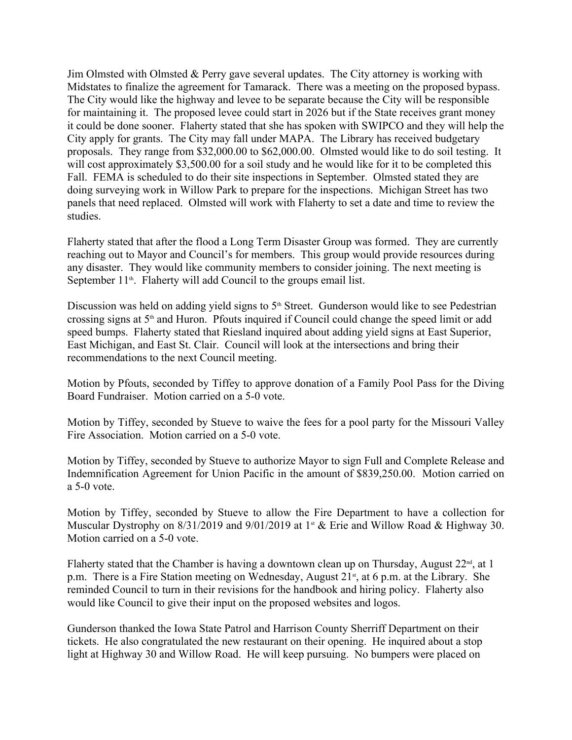Jim Olmsted with Olmsted & Perry gave several updates. The City attorney is working with Midstates to finalize the agreement for Tamarack. There was a meeting on the proposed bypass. The City would like the highway and levee to be separate because the City will be responsible for maintaining it. The proposed levee could start in 2026 but if the State receives grant money it could be done sooner. Flaherty stated that she has spoken with SWIPCO and they will help the City apply for grants. The City may fall under MAPA. The Library has received budgetary proposals. They range from $32,000.00 to $62,000.00. Olmsted would like to do soil testing. It will cost approximately $3,500.00 for a soil study and he would like for it to be completed this Fall. FEMA is scheduled to do their site inspections in September. Olmsted stated they are doing surveying work in Willow Park to prepare for the inspections. Michigan Street has two panels that need replaced. Olmsted will work with Flaherty to set a date and time to review the studies.

Flaherty stated that after the flood a Long Term Disaster Group was formed. They are currently reaching out to Mayor and Council's for members. This group would provide resources during any disaster. They would like community members to consider joining. The next meeting is September 11th. Flaherty will add Council to the groups email list.

Discussion was held on adding yield signs to 5th Street. Gunderson would like to see Pedestrian crossing signs at 5th and Huron. Pfouts inquired if Council could change the speed limit or add speed bumps. Flaherty stated that Riesland inquired about adding yield signs at East Superior, East Michigan, and East St. Clair. Council will look at the intersections and bring their recommendations to the next Council meeting.

Motion by Pfouts, seconded by Tiffey to approve donation of a Family Pool Pass for the Diving Board Fundraiser. Motion carried on a 5-0 vote.

Motion by Tiffey, seconded by Stueve to waive the fees for a pool party for the Missouri Valley Fire Association. Motion carried on a 5-0 vote.

Motion by Tiffey, seconded by Stueve to authorize Mayor to sign Full and Complete Release and Indemnification Agreement for Union Pacific in the amount of $839,250.00. Motion carried on a 5-0 vote.

Motion by Tiffey, seconded by Stueve to allow the Fire Department to have a collection for Muscular Dystrophy on 8/31/2019 and 9/01/2019 at 1st & Erie and Willow Road & Highway 30. Motion carried on a 5-0 vote.

Flaherty stated that the Chamber is having a downtown clean up on Thursday, August 22nd, at 1 p.m. There is a Fire Station meeting on Wednesday, August 21st, at 6 p.m. at the Library. She reminded Council to turn in their revisions for the handbook and hiring policy. Flaherty also would like Council to give their input on the proposed websites and logos.

Gunderson thanked the Iowa State Patrol and Harrison County Sherriff Department on their tickets. He also congratulated the new restaurant on their opening. He inquired about a stop light at Highway 30 and Willow Road. He will keep pursuing. No bumpers were placed on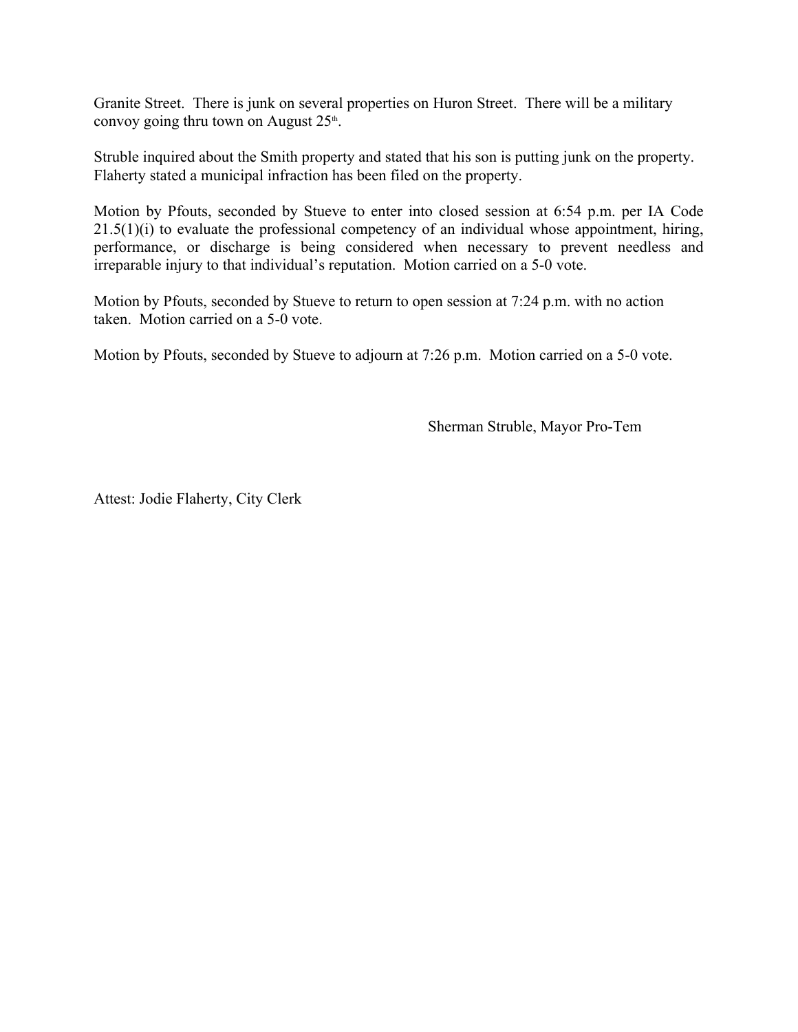Granite Street. There is junk on several properties on Huron Street. There will be a military convoy going thru town on August 25th.

Struble inquired about the Smith property and stated that his son is putting junk on the property. Flaherty stated a municipal infraction has been filed on the property.

Motion by Pfouts, seconded by Stueve to enter into closed session at 6:54 p.m. per IA Code 21.5(1)(i) to evaluate the professional competency of an individual whose appointment, hiring, performance, or discharge is being considered when necessary to prevent needless and irreparable injury to that individual's reputation. Motion carried on a 5-0 vote.

Motion by Pfouts, seconded by Stueve to return to open session at 7:24 p.m. with no action taken. Motion carried on a 5-0 vote.

Motion by Pfouts, seconded by Stueve to adjourn at 7:26 p.m. Motion carried on a 5-0 vote.

Sherman Struble, Mayor Pro-Tem

Attest: Jodie Flaherty, City Clerk